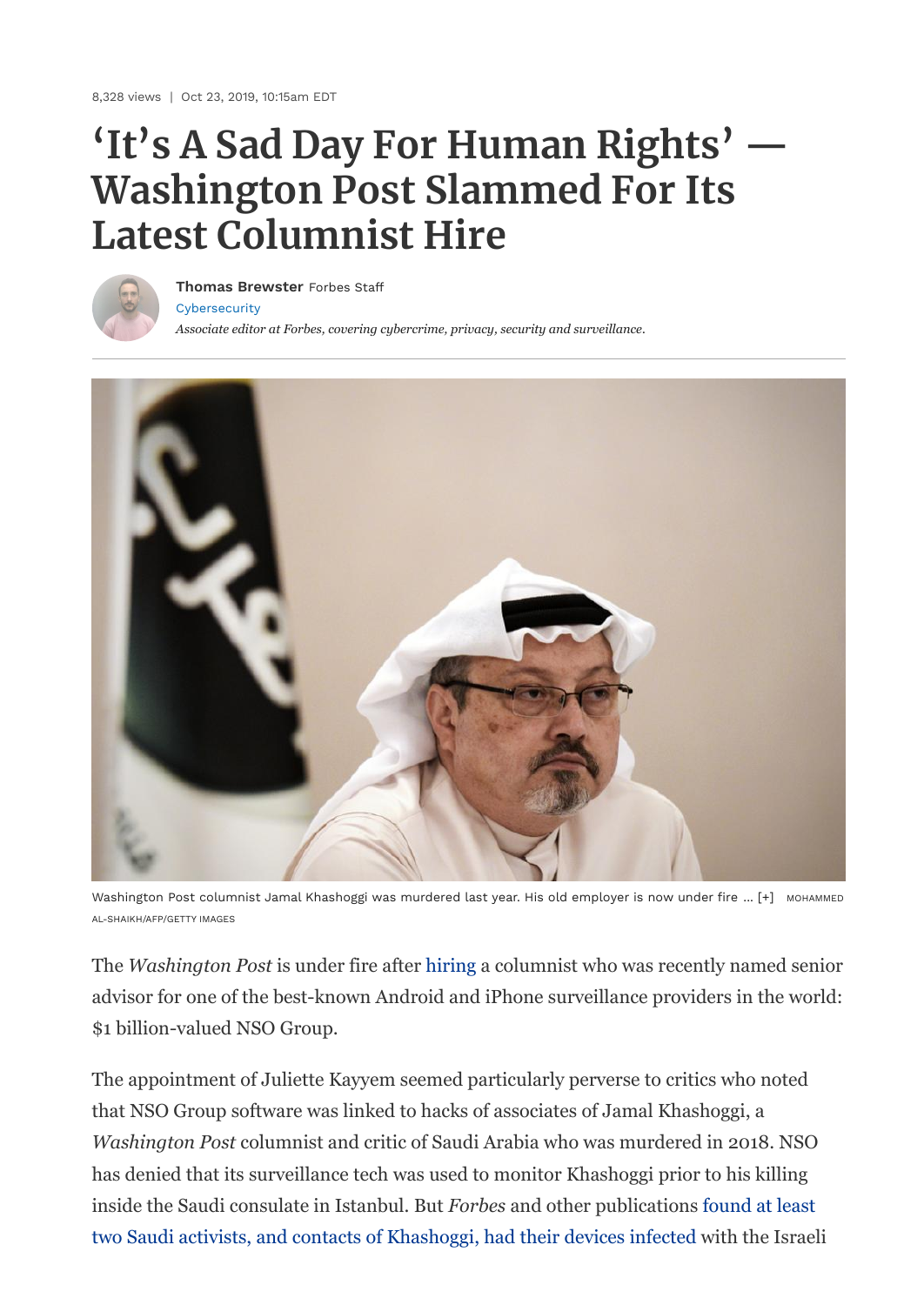8,328 views | Oct 23, 2019, 10:15am EDT

# 'It's A Sad Day For Human Rights' — Washington Post Slammed For Its Latest Columnist Hire

**Thomas Brewster** Forbes Staff
Cybersecurity
*Associate editor at Forbes, covering cybercrime, privacy, security and surveillance.*

Washington Post columnist Jamal Khashoggi was murdered last year. His old employer is now under fire ... [+] MOHAMMED AL-SHAIKH/AFP/GETTY IMAGES

The *Washington Post* is under fire after hiring a columnist who was recently named senior advisor for one of the best-known Android and iPhone surveillance providers in the world: $1 billion-valued NSO Group.

The appointment of Juliette Kayyem seemed particularly perverse to critics who noted that NSO Group software was linked to hacks of associates of Jamal Khashoggi, a *Washington Post* columnist and critic of Saudi Arabia who was murdered in 2018. NSO has denied that its surveillance tech was used to monitor Khashoggi prior to his killing inside the Saudi consulate in Istanbul. But *Forbes* and other publications found at least two Saudi activists, and contacts of Khashoggi, had their devices infected with the Israeli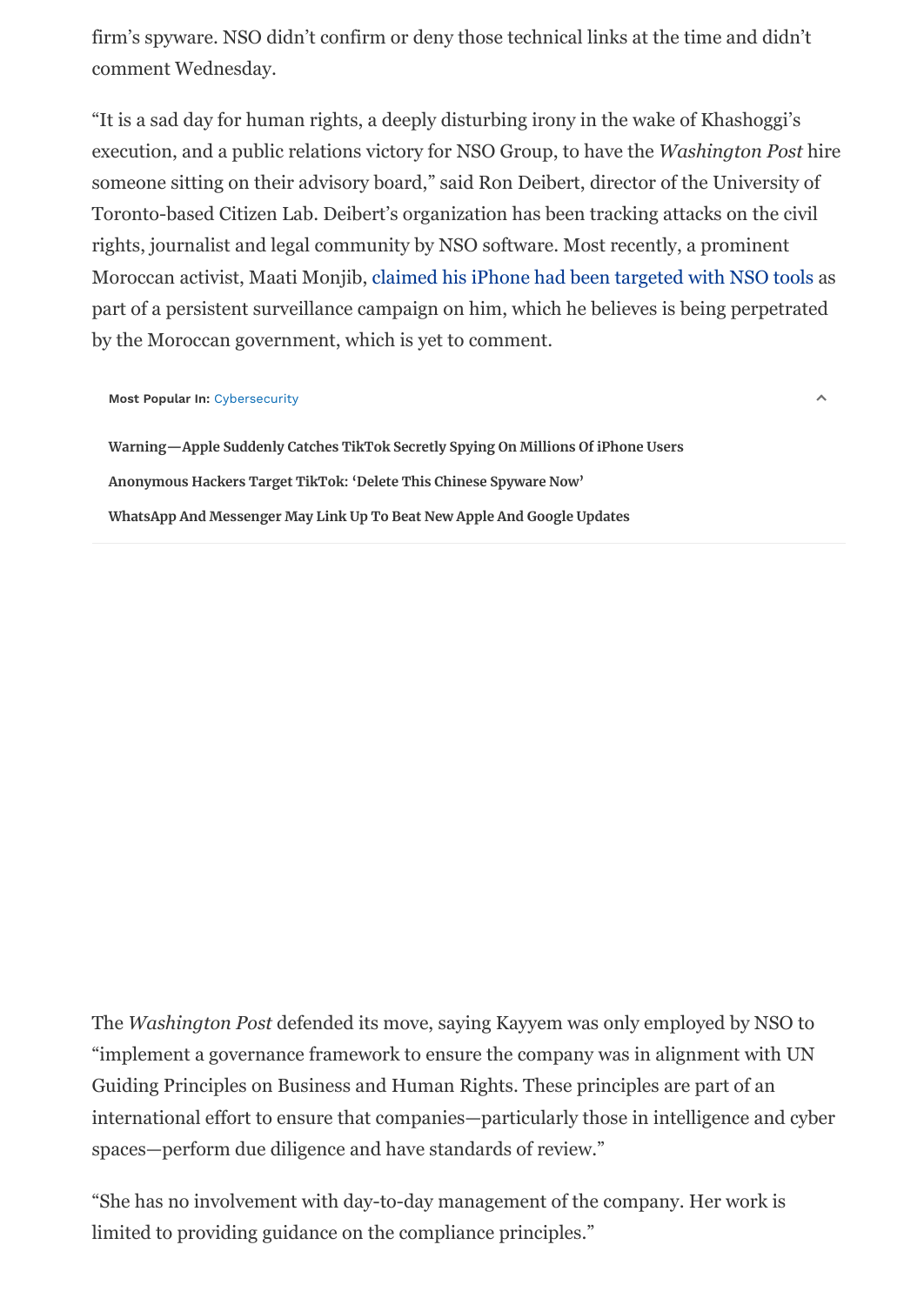firm's spyware. NSO didn't confirm or deny those technical links at the time and didn't comment Wednesday.

"It is a sad day for human rights, a deeply disturbing irony in the wake of Khashoggi's execution, and a public relations victory for NSO Group, to have the *Washington Post* hire someone sitting on their advisory board," said Ron Deibert, director of the University of Toronto-based Citizen Lab. Deibert's organization has been tracking attacks on the civil rights, journalist and legal community by NSO software. Most recently, a prominent Moroccan activist, Maati Monjib, claimed his iPhone had been targeted with NSO tools as part of a persistent surveillance campaign on him, which he believes is being perpetrated by the Moroccan government, which is yet to comment.

**Most Popular In:** Cybersecurity

**Warning—Apple Suddenly Catches TikTok Secretly Spying On Millions Of iPhone Users**

**Anonymous Hackers Target TikTok: 'Delete This Chinese Spyware Now'**

**WhatsApp And Messenger May Link Up To Beat New Apple And Google Updates**

The *Washington Post* defended its move, saying Kayyem was only employed by NSO to "implement a governance framework to ensure the company was in alignment with UN Guiding Principles on Business and Human Rights. These principles are part of an international effort to ensure that companies—particularly those in intelligence and cyber spaces—perform due diligence and have standards of review."

"She has no involvement with day-to-day management of the company. Her work is limited to providing guidance on the compliance principles."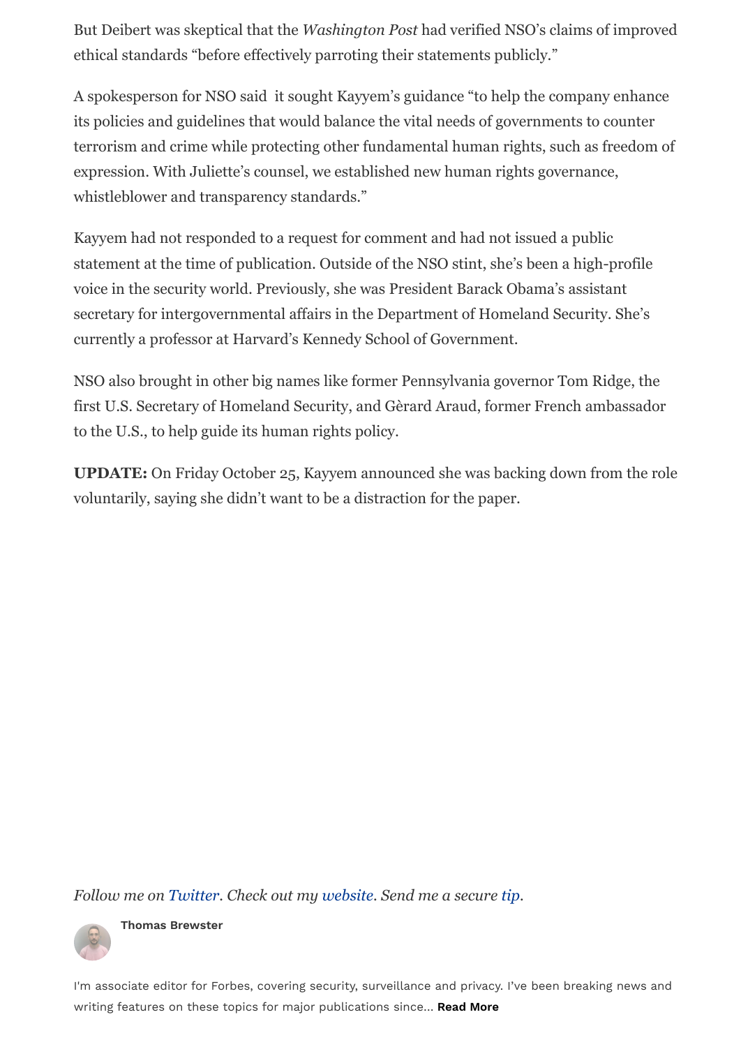But Deibert was skeptical that the *Washington Post* had verified NSO's claims of improved ethical standards "before effectively parroting their statements publicly."

A spokesperson for NSO said it sought Kayyem's guidance "to help the company enhance its policies and guidelines that would balance the vital needs of governments to counter terrorism and crime while protecting other fundamental human rights, such as freedom of expression. With Juliette's counsel, we established new human rights governance, whistleblower and transparency standards."

Kayyem had not responded to a request for comment and had not issued a public statement at the time of publication. Outside of the NSO stint, she's been a high-profile voice in the security world. Previously, she was President Barack Obama's assistant secretary for intergovernmental affairs in the Department of Homeland Security. She's currently a professor at Harvard's Kennedy School of Government.

NSO also brought in other big names like former Pennsylvania governor Tom Ridge, the first U.S. Secretary of Homeland Security, and Gèrard Araud, former French ambassador to the U.S., to help guide its human rights policy.

**UPDATE:** On Friday October 25, Kayyem announced she was backing down from the role voluntarily, saying she didn't want to be a distraction for the paper.

*Follow me on Twitter. Check out my website. Send me a secure tip.*

**Thomas Brewster**

I'm associate editor for Forbes, covering security, surveillance and privacy. I've been breaking news and writing features on these topics for major publications since... **Read More**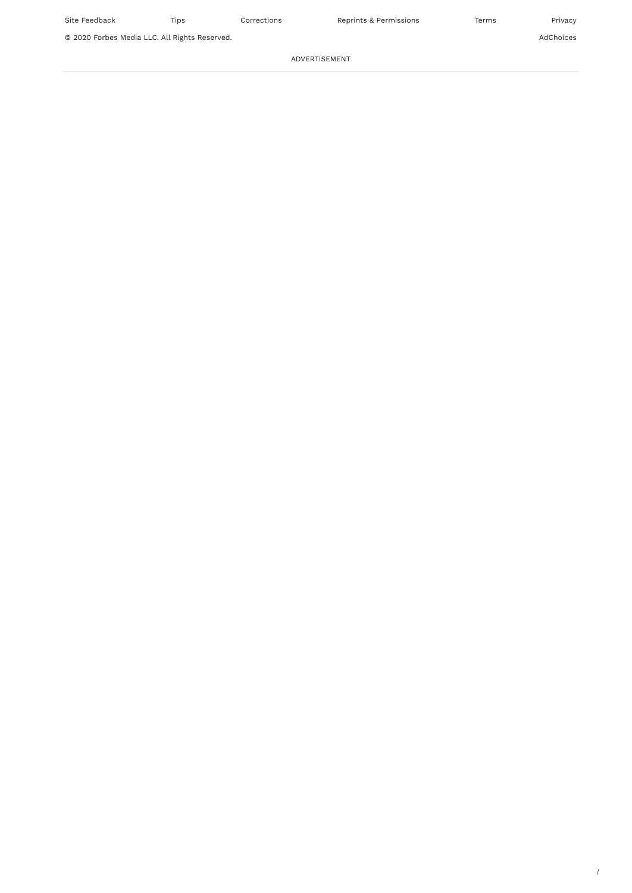Site Feedback | Tips | Corrections | Reprints & Permissions | Terms | Privacy

© 2020 Forbes Media LLC. All Rights Reserved.

AdChoices

ADVERTISEMENT